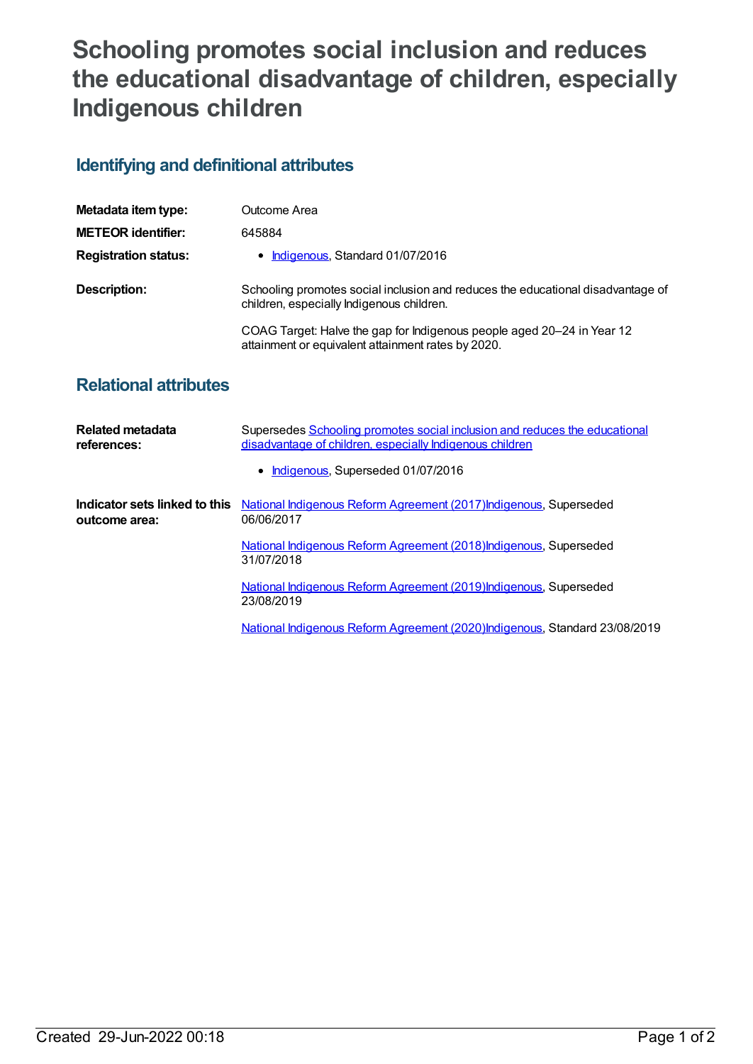# Schooling promotes social inclusion and reduces the educational disadvantage of children, especially Indigenous children

## Identifying and definitional attributes

| | |
|---|---|
| **Metadata item type:** | Outcome Area |
| **METEOR identifier:** | 645884 |
| **Registration status:** | • Indigenous, Standard 01/07/2016 |
| **Description:** | Schooling promotes social inclusion and reduces the educational disadvantage of children, especially Indigenous children.<br><br>COAG Target: Halve the gap for Indigenous people aged 20–24 in Year 12 attainment or equivalent attainment rates by 2020. |

## Relational attributes

| | |
|---|---|
| **Related metadata references:** | Supersedes Schooling promotes social inclusion and reduces the educational disadvantage of children, especially Indigenous children<br><br>• Indigenous, Superseded 01/07/2016 |
| **Indicator sets linked to this outcome area:** | National Indigenous Reform Agreement (2017)Indigenous, Superseded 06/06/2017<br><br>National Indigenous Reform Agreement (2018)Indigenous, Superseded 31/07/2018<br><br>National Indigenous Reform Agreement (2019)Indigenous, Superseded 23/08/2019<br><br>National Indigenous Reform Agreement (2020)Indigenous, Standard 23/08/2019 |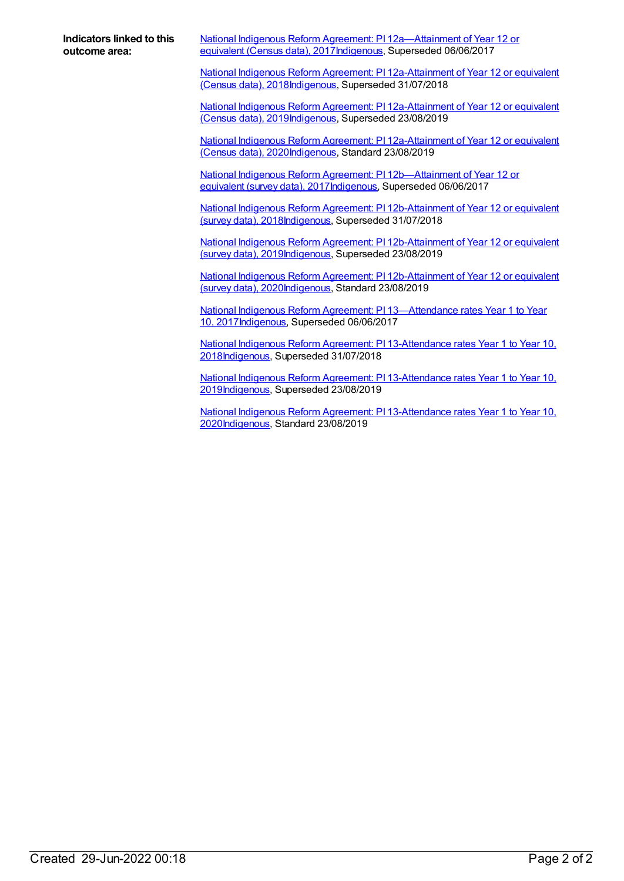**Indicators linked to this outcome area:**

National Indigenous Reform Agreement: PI 12a—Attainment of Year 12 or equivalent (Census data), 2017Indigenous, Superseded 06/06/2017

National Indigenous Reform Agreement: PI 12a-Attainment of Year 12 or equivalent (Census data), 2018Indigenous, Superseded 31/07/2018

National Indigenous Reform Agreement: PI 12a-Attainment of Year 12 or equivalent (Census data), 2019Indigenous, Superseded 23/08/2019

National Indigenous Reform Agreement: PI 12a-Attainment of Year 12 or equivalent (Census data), 2020Indigenous, Standard 23/08/2019

National Indigenous Reform Agreement: PI 12b—Attainment of Year 12 or equivalent (survey data), 2017Indigenous, Superseded 06/06/2017

National Indigenous Reform Agreement: PI 12b-Attainment of Year 12 or equivalent (survey data), 2018Indigenous, Superseded 31/07/2018

National Indigenous Reform Agreement: PI 12b-Attainment of Year 12 or equivalent (survey data), 2019Indigenous, Superseded 23/08/2019

National Indigenous Reform Agreement: PI 12b-Attainment of Year 12 or equivalent (survey data), 2020Indigenous, Standard 23/08/2019

National Indigenous Reform Agreement: PI 13—Attendance rates Year 1 to Year 10, 2017Indigenous, Superseded 06/06/2017

National Indigenous Reform Agreement: PI 13-Attendance rates Year 1 to Year 10, 2018Indigenous, Superseded 31/07/2018

National Indigenous Reform Agreement: PI 13-Attendance rates Year 1 to Year 10, 2019Indigenous, Superseded 23/08/2019

National Indigenous Reform Agreement: PI 13-Attendance rates Year 1 to Year 10, 2020Indigenous, Standard 23/08/2019